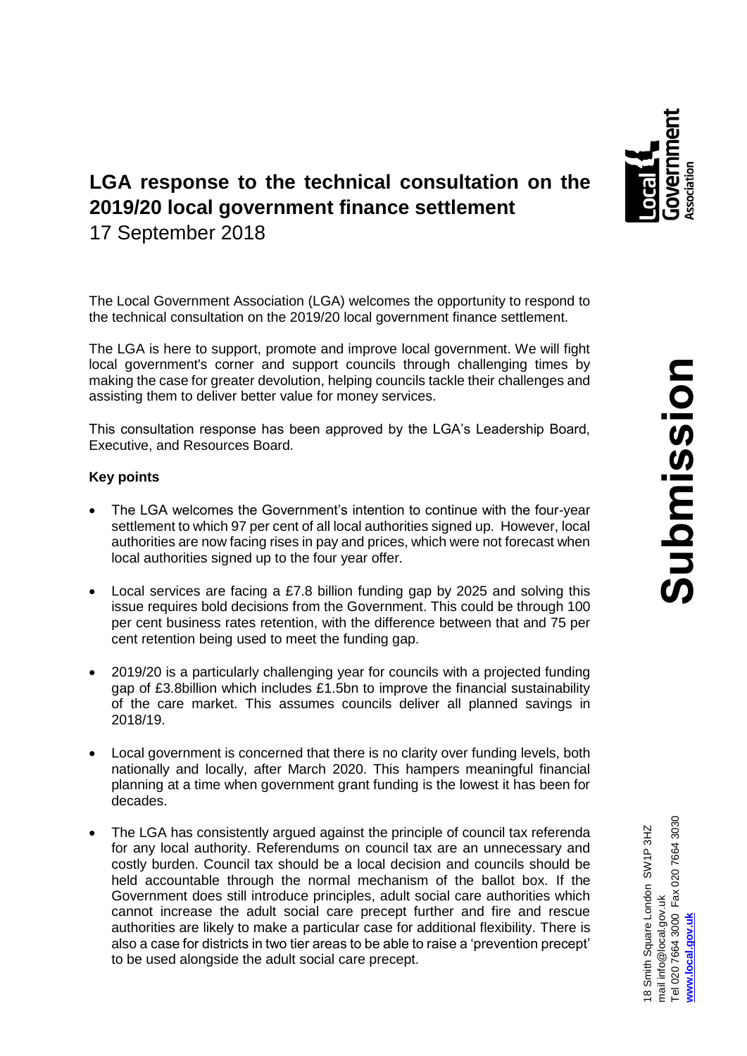# LGA response to the technical consultation on the 2019/20 local government finance settlement

17 September 2018

The Local Government Association (LGA) welcomes the opportunity to respond to the technical consultation on the 2019/20 local government finance settlement.

The LGA is here to support, promote and improve local government. We will fight local government's corner and support councils through challenging times by making the case for greater devolution, helping councils tackle their challenges and assisting them to deliver better value for money services.

This consultation response has been approved by the LGA's Leadership Board, Executive, and Resources Board.

**Key points**

- The LGA welcomes the Government's intention to continue with the four-year settlement to which 97 per cent of all local authorities signed up. However, local authorities are now facing rises in pay and prices, which were not forecast when local authorities signed up to the four year offer.
- Local services are facing a £7.8 billion funding gap by 2025 and solving this issue requires bold decisions from the Government. This could be through 100 per cent business rates retention, with the difference between that and 75 per cent retention being used to meet the funding gap.
- 2019/20 is a particularly challenging year for councils with a projected funding gap of £3.8billion which includes £1.5bn to improve the financial sustainability of the care market. This assumes councils deliver all planned savings in 2018/19.
- Local government is concerned that there is no clarity over funding levels, both nationally and locally, after March 2020. This hampers meaningful financial planning at a time when government grant funding is the lowest it has been for decades.
- The LGA has consistently argued against the principle of council tax referenda for any local authority. Referendums on council tax are an unnecessary and costly burden. Council tax should be a local decision and councils should be held accountable through the normal mechanism of the ballot box. If the Government does still introduce principles, adult social care authorities which cannot increase the adult social care precept further and fire and rescue authorities are likely to make a particular case for additional flexibility. There is also a case for districts in two tier areas to be able to raise a 'prevention precept' to be used alongside the adult social care precept.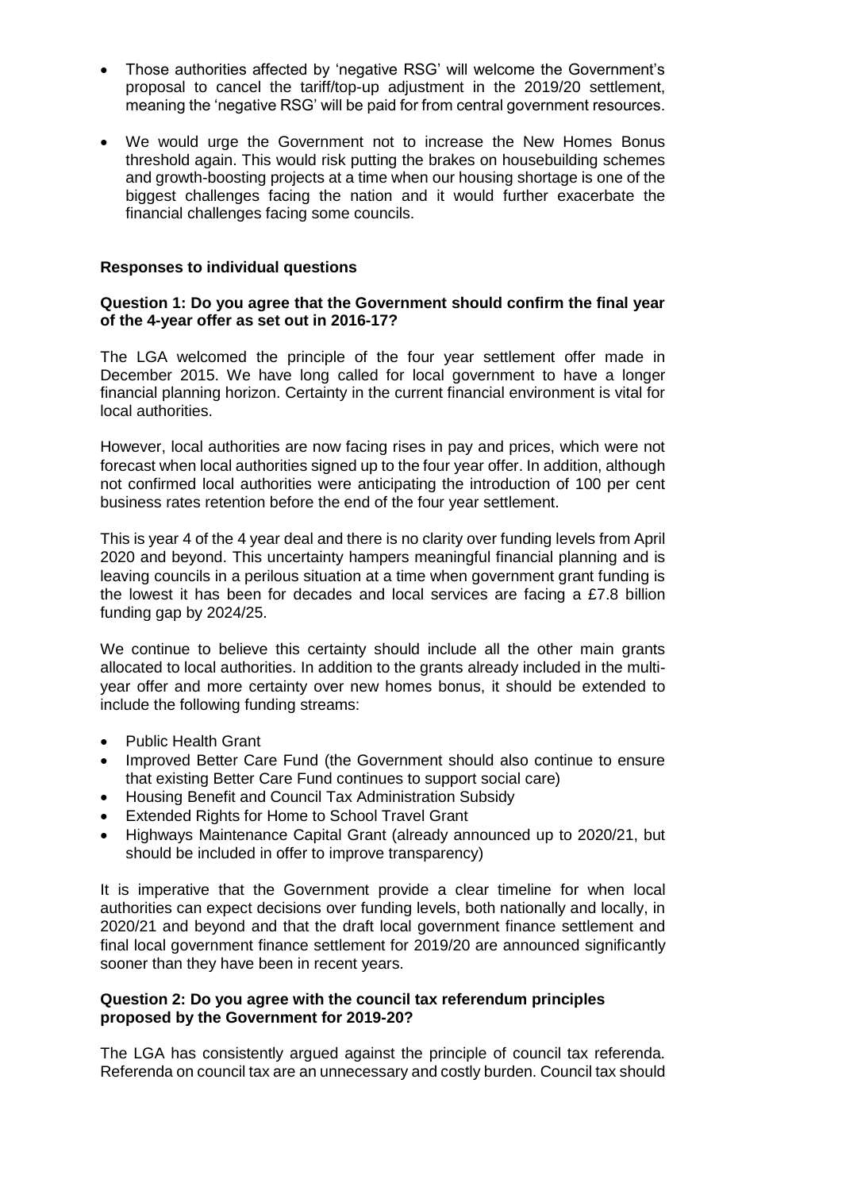- Those authorities affected by 'negative RSG' will welcome the Government's proposal to cancel the tariff/top-up adjustment in the 2019/20 settlement, meaning the 'negative RSG' will be paid for from central government resources.
- We would urge the Government not to increase the New Homes Bonus threshold again. This would risk putting the brakes on housebuilding schemes and growth-boosting projects at a time when our housing shortage is one of the biggest challenges facing the nation and it would further exacerbate the financial challenges facing some councils.

**Responses to individual questions**

**Question 1: Do you agree that the Government should confirm the final year of the 4-year offer as set out in 2016-17?**

The LGA welcomed the principle of the four year settlement offer made in December 2015. We have long called for local government to have a longer financial planning horizon. Certainty in the current financial environment is vital for local authorities.

However, local authorities are now facing rises in pay and prices, which were not forecast when local authorities signed up to the four year offer. In addition, although not confirmed local authorities were anticipating the introduction of 100 per cent business rates retention before the end of the four year settlement.

This is year 4 of the 4 year deal and there is no clarity over funding levels from April 2020 and beyond. This uncertainty hampers meaningful financial planning and is leaving councils in a perilous situation at a time when government grant funding is the lowest it has been for decades and local services are facing a £7.8 billion funding gap by 2024/25.

We continue to believe this certainty should include all the other main grants allocated to local authorities. In addition to the grants already included in the multi-year offer and more certainty over new homes bonus, it should be extended to include the following funding streams:

- Public Health Grant
- Improved Better Care Fund (the Government should also continue to ensure that existing Better Care Fund continues to support social care)
- Housing Benefit and Council Tax Administration Subsidy
- Extended Rights for Home to School Travel Grant
- Highways Maintenance Capital Grant (already announced up to 2020/21, but should be included in offer to improve transparency)

It is imperative that the Government provide a clear timeline for when local authorities can expect decisions over funding levels, both nationally and locally, in 2020/21 and beyond and that the draft local government finance settlement and final local government finance settlement for 2019/20 are announced significantly sooner than they have been in recent years.

**Question 2: Do you agree with the council tax referendum principles proposed by the Government for 2019-20?**

The LGA has consistently argued against the principle of council tax referenda. Referenda on council tax are an unnecessary and costly burden. Council tax should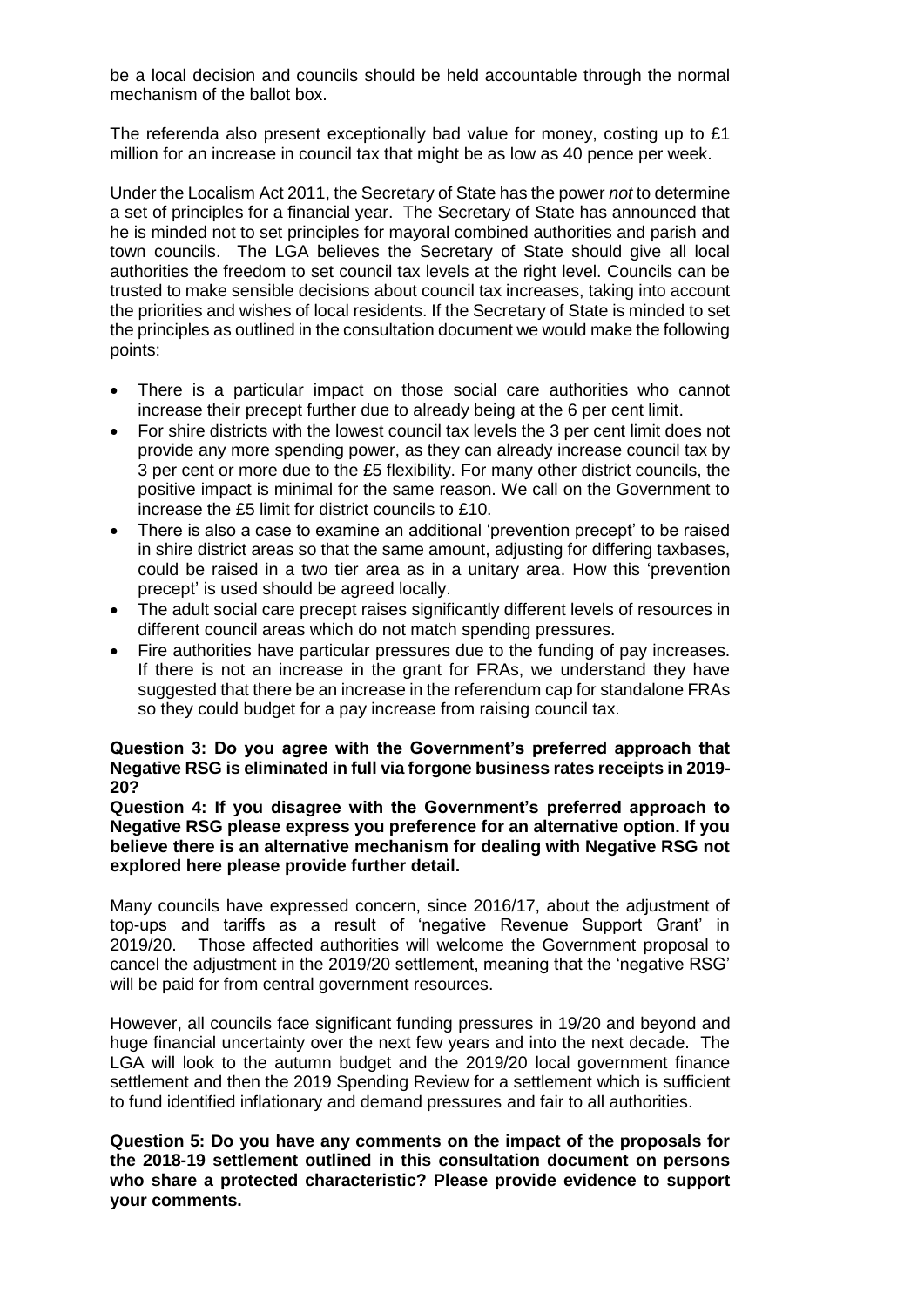be a local decision and councils should be held accountable through the normal mechanism of the ballot box.

The referenda also present exceptionally bad value for money, costing up to £1 million for an increase in council tax that might be as low as 40 pence per week.

Under the Localism Act 2011, the Secretary of State has the power *not* to determine a set of principles for a financial year. The Secretary of State has announced that he is minded not to set principles for mayoral combined authorities and parish and town councils. The LGA believes the Secretary of State should give all local authorities the freedom to set council tax levels at the right level. Councils can be trusted to make sensible decisions about council tax increases, taking into account the priorities and wishes of local residents. If the Secretary of State is minded to set the principles as outlined in the consultation document we would make the following points:

- There is a particular impact on those social care authorities who cannot increase their precept further due to already being at the 6 per cent limit.
- For shire districts with the lowest council tax levels the 3 per cent limit does not provide any more spending power, as they can already increase council tax by 3 per cent or more due to the £5 flexibility. For many other district councils, the positive impact is minimal for the same reason. We call on the Government to increase the £5 limit for district councils to £10.
- There is also a case to examine an additional 'prevention precept' to be raised in shire district areas so that the same amount, adjusting for differing taxbases, could be raised in a two tier area as in a unitary area. How this 'prevention precept' is used should be agreed locally.
- The adult social care precept raises significantly different levels of resources in different council areas which do not match spending pressures.
- Fire authorities have particular pressures due to the funding of pay increases. If there is not an increase in the grant for FRAs, we understand they have suggested that there be an increase in the referendum cap for standalone FRAs so they could budget for a pay increase from raising council tax.

**Question 3: Do you agree with the Government's preferred approach that Negative RSG is eliminated in full via forgone business rates receipts in 2019-20?**

**Question 4: If you disagree with the Government's preferred approach to Negative RSG please express you preference for an alternative option. If you believe there is an alternative mechanism for dealing with Negative RSG not explored here please provide further detail.**

Many councils have expressed concern, since 2016/17, about the adjustment of top-ups and tariffs as a result of 'negative Revenue Support Grant' in 2019/20. Those affected authorities will welcome the Government proposal to cancel the adjustment in the 2019/20 settlement, meaning that the 'negative RSG' will be paid for from central government resources.

However, all councils face significant funding pressures in 19/20 and beyond and huge financial uncertainty over the next few years and into the next decade. The LGA will look to the autumn budget and the 2019/20 local government finance settlement and then the 2019 Spending Review for a settlement which is sufficient to fund identified inflationary and demand pressures and fair to all authorities.

**Question 5: Do you have any comments on the impact of the proposals for the 2018-19 settlement outlined in this consultation document on persons who share a protected characteristic? Please provide evidence to support your comments.**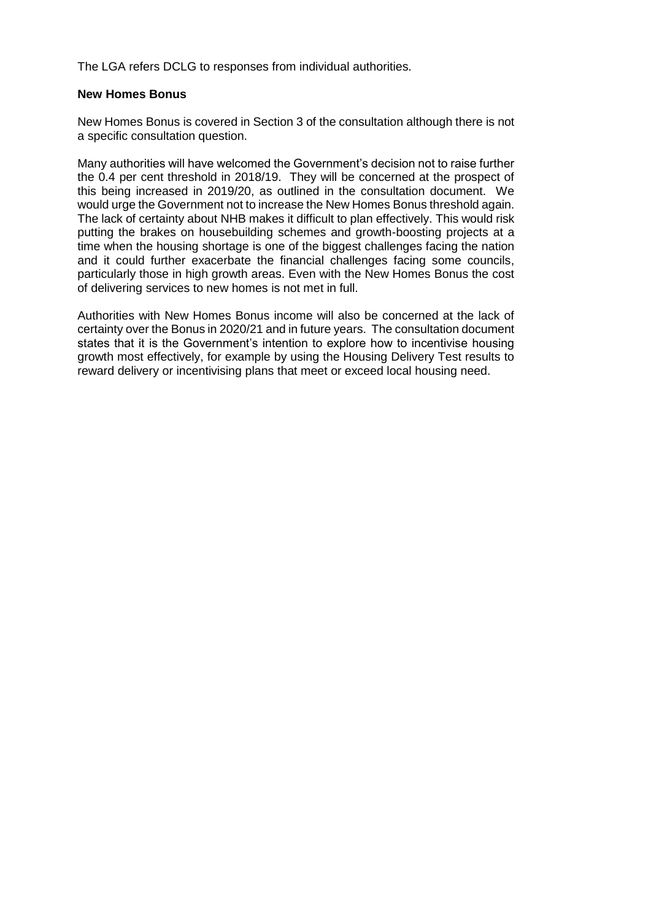The LGA refers DCLG to responses from individual authorities.

**New Homes Bonus**

New Homes Bonus is covered in Section 3 of the consultation although there is not a specific consultation question.

Many authorities will have welcomed the Government's decision not to raise further the 0.4 per cent threshold in 2018/19. They will be concerned at the prospect of this being increased in 2019/20, as outlined in the consultation document. We would urge the Government not to increase the New Homes Bonus threshold again. The lack of certainty about NHB makes it difficult to plan effectively. This would risk putting the brakes on housebuilding schemes and growth-boosting projects at a time when the housing shortage is one of the biggest challenges facing the nation and it could further exacerbate the financial challenges facing some councils, particularly those in high growth areas. Even with the New Homes Bonus the cost of delivering services to new homes is not met in full.

Authorities with New Homes Bonus income will also be concerned at the lack of certainty over the Bonus in 2020/21 and in future years. The consultation document states that it is the Government's intention to explore how to incentivise housing growth most effectively, for example by using the Housing Delivery Test results to reward delivery or incentivising plans that meet or exceed local housing need.